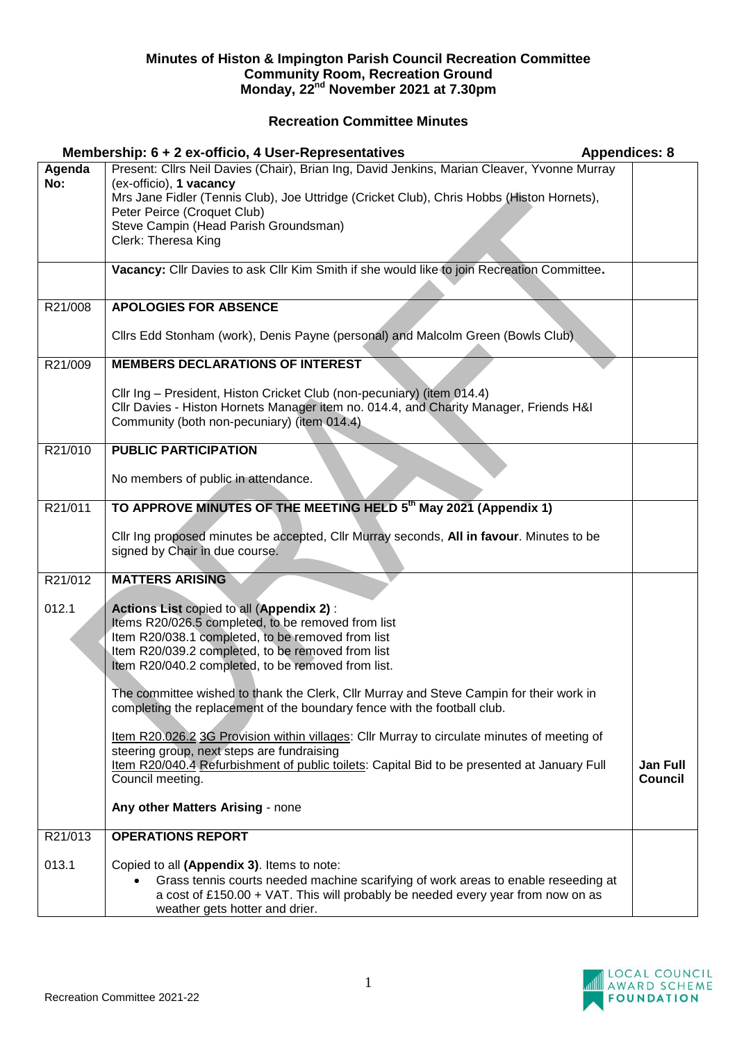**Minutes of Histon & Impington Parish Council Recreation Committee**
**Community Room, Recreation Ground**
**Monday, 22nd November 2021 at 7.30pm**

**Recreation Committee Minutes**

| **Membership: 6 + 2 ex-officio, 4 User-Representatives** | | **Appendices: 8** |
|---|---|---|
| **Agenda No:** | Present: Cllrs Neil Davies (Chair), Brian Ing, David Jenkins, Marian Cleaver, Yvonne Murray (ex-officio), **1 vacancy**<br>Mrs Jane Fidler (Tennis Club), Joe Uttridge (Cricket Club), Chris Hobbs (Histon Hornets), Peter Peirce (Croquet Club)<br>Steve Campin (Head Parish Groundsman)<br>Clerk: Theresa King | |
| | **Vacancy:** Cllr Davies to ask Cllr Kim Smith if she would like to join Recreation Committee**.** | |
| R21/008 | **APOLOGIES FOR ABSENCE**<br><br>Cllrs Edd Stonham (work), Denis Payne (personal) and Malcolm Green (Bowls Club) | |
| R21/009 | **MEMBERS DECLARATIONS OF INTEREST**<br><br>Cllr Ing – President, Histon Cricket Club (non-pecuniary) (item 014.4)<br>Cllr Davies - Histon Hornets Manager item no. 014.4, and Charity Manager, Friends H&I Community (both non-pecuniary) (item 014.4) | |
| R21/010 | **PUBLIC PARTICIPATION**<br><br>No members of public in attendance. | |
| R21/011 | **TO APPROVE MINUTES OF THE MEETING HELD 5th May 2021 (Appendix 1)**<br><br>Cllr Ing proposed minutes be accepted, Cllr Murray seconds, **All in favour**. Minutes to be signed by Chair in due course. | |
| R21/012 | **MATTERS ARISING** | |
| 012.1 | **Actions List** copied to all (**Appendix 2)** :<br>Items R20/026.5 completed, to be removed from list<br>Item R20/038.1 completed, to be removed from list<br>Item R20/039.2 completed, to be removed from list<br>Item R20/040.2 completed, to be removed from list.<br><br>The committee wished to thank the Clerk, Cllr Murray and Steve Campin for their work in completing the replacement of the boundary fence with the football club.<br><br>Item R20.026.2 3G Provision within villages: Cllr Murray to circulate minutes of meeting of steering group, next steps are fundraising<br>Item R20/040.4 Refurbishment of public toilets: Capital Bid to be presented at January Full Council meeting.<br><br>**Any other Matters Arising** - none | **Jan Full Council** |
| R21/013 | **OPERATIONS REPORT** | |
| 013.1 | Copied to all **(Appendix 3)**. Items to note:<br>• Grass tennis courts needed machine scarifying of work areas to enable reseeding at a cost of £150.00 + VAT. This will probably be needed every year from now on as weather gets hotter and drier. | |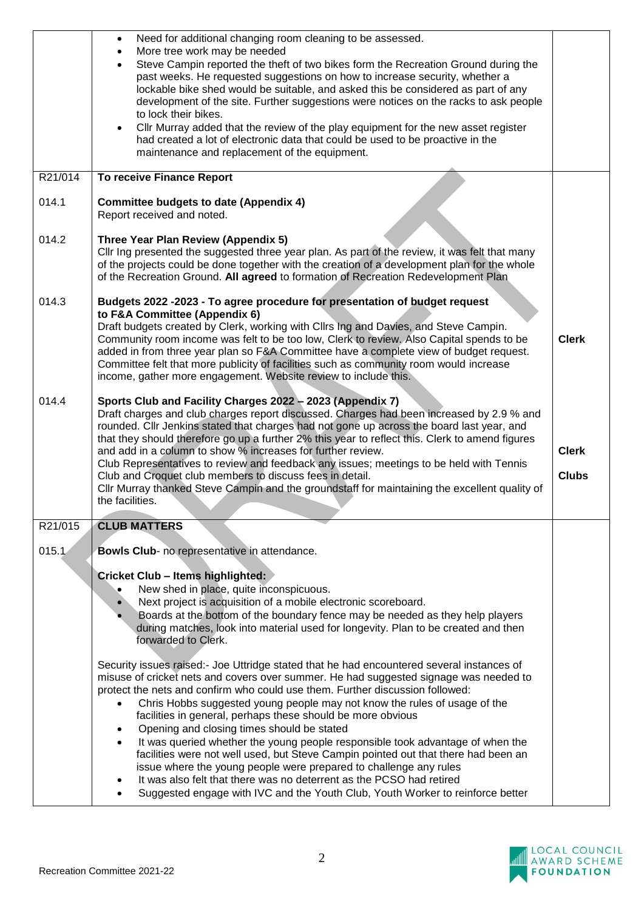| | | |
|---|---|---|
| | • Need for additional changing room cleaning to be assessed.<br>• More tree work may be needed<br>• Steve Campin reported the theft of two bikes form the Recreation Ground during the past weeks. He requested suggestions on how to increase security, whether a lockable bike shed would be suitable, and asked this be considered as part of any development of the site. Further suggestions were notices on the racks to ask people to lock their bikes.<br>• Cllr Murray added that the review of the play equipment for the new asset register had created a lot of electronic data that could be used to be proactive in the maintenance and replacement of the equipment. | |
| R21/014 | **To receive Finance Report** | |
| 014.1 | **Committee budgets to date (Appendix 4)**<br>Report received and noted. | |
| 014.2 | **Three Year Plan Review (Appendix 5)**<br>Cllr Ing presented the suggested three year plan. As part of the review, it was felt that many of the projects could be done together with the creation of a development plan for the whole of the Recreation Ground. **All agreed** to formation of Recreation Redevelopment Plan | |
| 014.3 | **Budgets 2022 -2023 - To agree procedure for presentation of budget request to F&A Committee (Appendix 6)**<br>Draft budgets created by Clerk, working with Cllrs Ing and Davies, and Steve Campin. Community room income was felt to be too low, Clerk to review. Also Capital spends to be added in from three year plan so F&A Committee have a complete view of budget request. Committee felt that more publicity of facilities such as community room would increase income, gather more engagement. Website review to include this. | **Clerk** |
| 014.4 | **Sports Club and Facility Charges 2022 – 2023 (Appendix 7)**<br>Draft charges and club charges report discussed. Charges had been increased by 2.9 % and rounded. Cllr Jenkins stated that charges had not gone up across the board last year, and that they should therefore go up a further 2% this year to reflect this. Clerk to amend figures and add in a column to show % increases for further review.<br>Club Representatives to review and feedback any issues; meetings to be held with Tennis Club and Croquet club members to discuss fees in detail.<br>Cllr Murray thanked Steve Campin and the groundstaff for maintaining the excellent quality of the facilities. | **Clerk**<br><br>**Clubs** |
| R21/015 | **CLUB MATTERS** | |
| 015.1 | **Bowls Club**- no representative in attendance.<br><br>**Cricket Club – Items highlighted:**<br>• New shed in place, quite inconspicuous.<br>• Next project is acquisition of a mobile electronic scoreboard.<br>• Boards at the bottom of the boundary fence may be needed as they help players during matches, look into material used for longevity. Plan to be created and then forwarded to Clerk.<br><br>Security issues raised:- Joe Uttridge stated that he had encountered several instances of misuse of cricket nets and covers over summer. He had suggested signage was needed to protect the nets and confirm who could use them. Further discussion followed:<br>• Chris Hobbs suggested young people may not know the rules of usage of the facilities in general, perhaps these should be more obvious<br>• Opening and closing times should be stated<br>• It was queried whether the young people responsible took advantage of when the facilities were not well used, but Steve Campin pointed out that there had been an issue where the young people were prepared to challenge any rules<br>• It was also felt that there was no deterrent as the PCSO had retired<br>• Suggested engage with IVC and the Youth Club, Youth Worker to reinforce better | |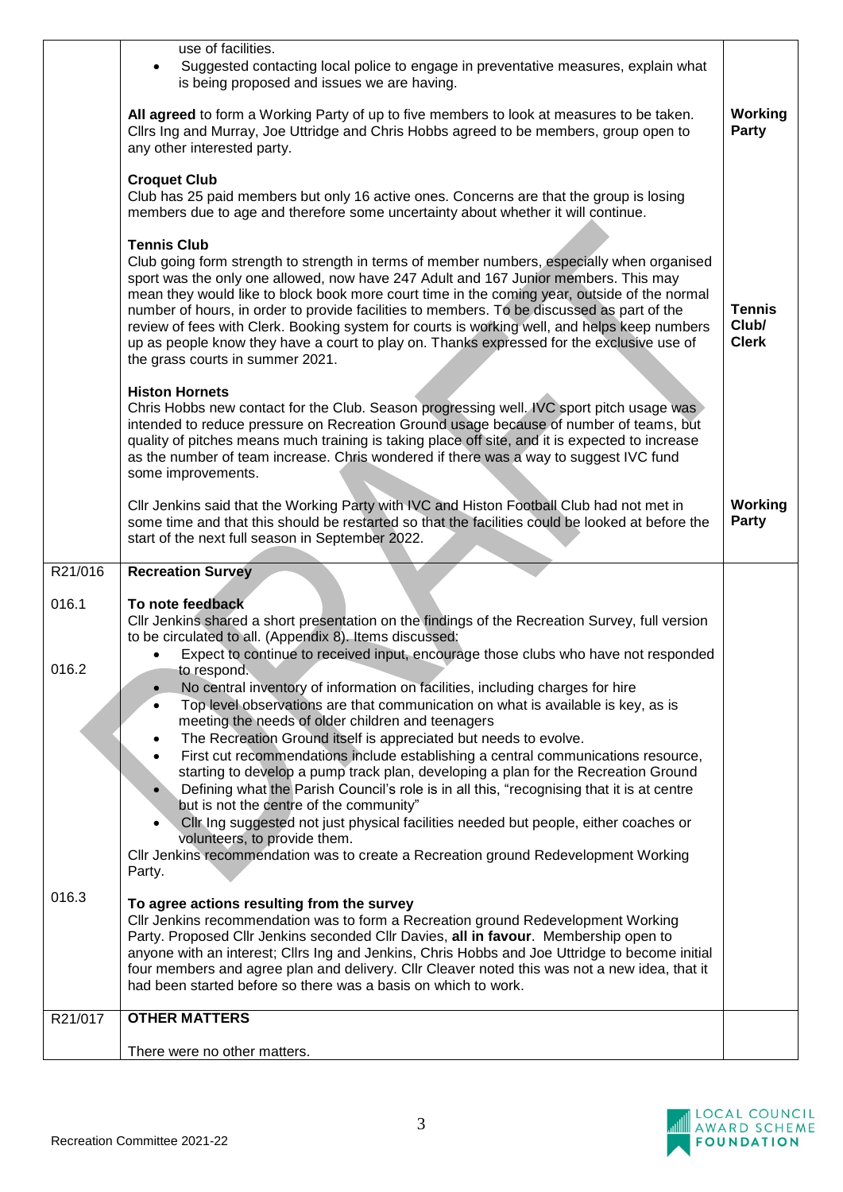| | | |
|---|---|---|
| | use of facilities.<br>• Suggested contacting local police to engage in preventative measures, explain what is being proposed and issues we are having.<br><br>**All agreed** to form a Working Party of up to five members to look at measures to be taken. Cllrs Ing and Murray, Joe Uttridge and Chris Hobbs agreed to be members, group open to any other interested party. | **Working Party** |
| | **Croquet Club**<br>Club has 25 paid members but only 16 active ones. Concerns are that the group is losing members due to age and therefore some uncertainty about whether it will continue. | |
| | **Tennis Club**<br>Club going form strength to strength in terms of member numbers, especially when organised sport was the only one allowed, now have 247 Adult and 167 Junior members. This may mean they would like to block book more court time in the coming year, outside of the normal number of hours, in order to provide facilities to members. To be discussed as part of the review of fees with Clerk. Booking system for courts is working well, and helps keep numbers up as people know they have a court to play on. Thanks expressed for the exclusive use of the grass courts in summer 2021. | **Tennis Club/ Clerk** |
| | **Histon Hornets**<br>Chris Hobbs new contact for the Club. Season progressing well. IVC sport pitch usage was intended to reduce pressure on Recreation Ground usage because of number of teams, but quality of pitches means much training is taking place off site, and it is expected to increase as the number of team increase. Chris wondered if there was a way to suggest IVC fund some improvements. | |
| | Cllr Jenkins said that the Working Party with IVC and Histon Football Club had not met in some time and that this should be restarted so that the facilities could be looked at before the start of the next full season in September 2022. | **Working Party** |
| R21/016 | **Recreation Survey** | |
| 016.1<br><br>016.2 | **To note feedback**<br>Cllr Jenkins shared a short presentation on the findings of the Recreation Survey, full version to be circulated to all. (Appendix 8). Items discussed:<br>• Expect to continue to received input, encourage those clubs who have not responded to respond.<br>• No central inventory of information on facilities, including charges for hire<br>• Top level observations are that communication on what is available is key, as is meeting the needs of older children and teenagers<br>• The Recreation Ground itself is appreciated but needs to evolve.<br>• First cut recommendations include establishing a central communications resource, starting to develop a pump track plan, developing a plan for the Recreation Ground<br>• Defining what the Parish Council's role is in all this, "recognising that it is at centre but is not the centre of the community"<br>• Cllr Ing suggested not just physical facilities needed but people, either coaches or volunteers, to provide them.<br>Cllr Jenkins recommendation was to create a Recreation ground Redevelopment Working Party. | |
| 016.3 | **To agree actions resulting from the survey**<br>Cllr Jenkins recommendation was to form a Recreation ground Redevelopment Working Party. Proposed Cllr Jenkins seconded Cllr Davies, **all in favour**. Membership open to anyone with an interest; Cllrs Ing and Jenkins, Chris Hobbs and Joe Uttridge to become initial four members and agree plan and delivery. Cllr Cleaver noted this was not a new idea, that it had been started before so there was a basis on which to work. | |
| R21/017 | **OTHER MATTERS**<br><br>There were no other matters. | |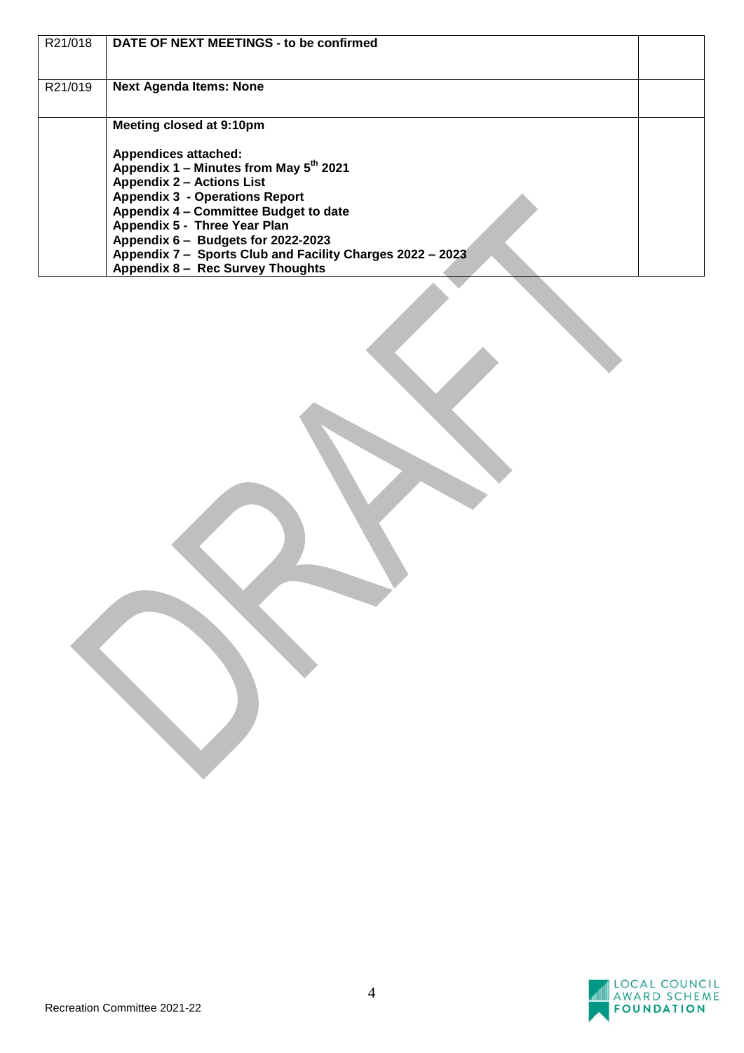| | | |
|---|---|---|
| R21/018 | **DATE OF NEXT MEETINGS - to be confirmed** | |
| R21/019 | **Next Agenda Items: None** | |
| | **Meeting closed at 9:10pm**<br><br>**Appendices attached:**<br>**Appendix 1 – Minutes from May 5th 2021**<br>**Appendix 2 – Actions List**<br>**Appendix 3 - Operations Report**<br>**Appendix 4 – Committee Budget to date**<br>**Appendix 5 - Three Year Plan**<br>**Appendix 6 – Budgets for 2022-2023**<br>**Appendix 7 – Sports Club and Facility Charges 2022 – 2023**<br>**Appendix 8 – Rec Survey Thoughts** | |

DRAFT